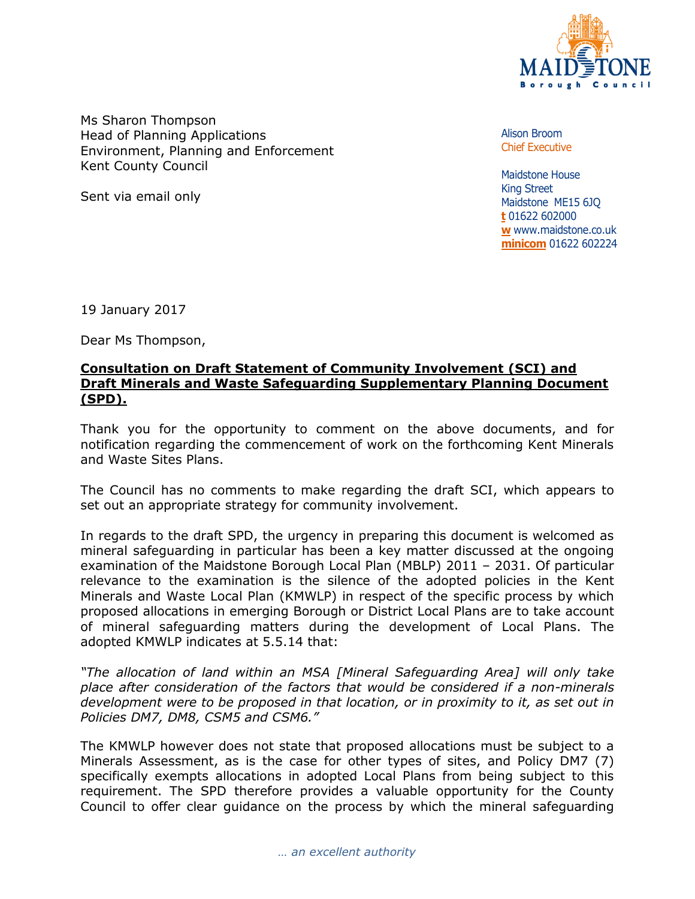Ms Sharon Thompson
Head of Planning Applications
Environment, Planning and Enforcement
Kent County Council

Sent via email only

Alison Broom
Chief Executive

Maidstone House
King Street
Maidstone ME15 6JQ
t 01622 602000
w www.maidstone.co.uk
minicom 01622 602224

19 January 2017

Dear Ms Thompson,

**Consultation on Draft Statement of Community Involvement (SCI) and Draft Minerals and Waste Safeguarding Supplementary Planning Document (SPD).**

Thank you for the opportunity to comment on the above documents, and for notification regarding the commencement of work on the forthcoming Kent Minerals and Waste Sites Plans.

The Council has no comments to make regarding the draft SCI, which appears to set out an appropriate strategy for community involvement.

In regards to the draft SPD, the urgency in preparing this document is welcomed as mineral safeguarding in particular has been a key matter discussed at the ongoing examination of the Maidstone Borough Local Plan (MBLP) 2011 – 2031. Of particular relevance to the examination is the silence of the adopted policies in the Kent Minerals and Waste Local Plan (KMWLP) in respect of the specific process by which proposed allocations in emerging Borough or District Local Plans are to take account of mineral safeguarding matters during the development of Local Plans. The adopted KMWLP indicates at 5.5.14 that:

*"The allocation of land within an MSA [Mineral Safeguarding Area] will only take place after consideration of the factors that would be considered if a non-minerals development were to be proposed in that location, or in proximity to it, as set out in Policies DM7, DM8, CSM5 and CSM6."*

The KMWLP however does not state that proposed allocations must be subject to a Minerals Assessment, as is the case for other types of sites, and Policy DM7 (7) specifically exempts allocations in adopted Local Plans from being subject to this requirement. The SPD therefore provides a valuable opportunity for the County Council to offer clear guidance on the process by which the mineral safeguarding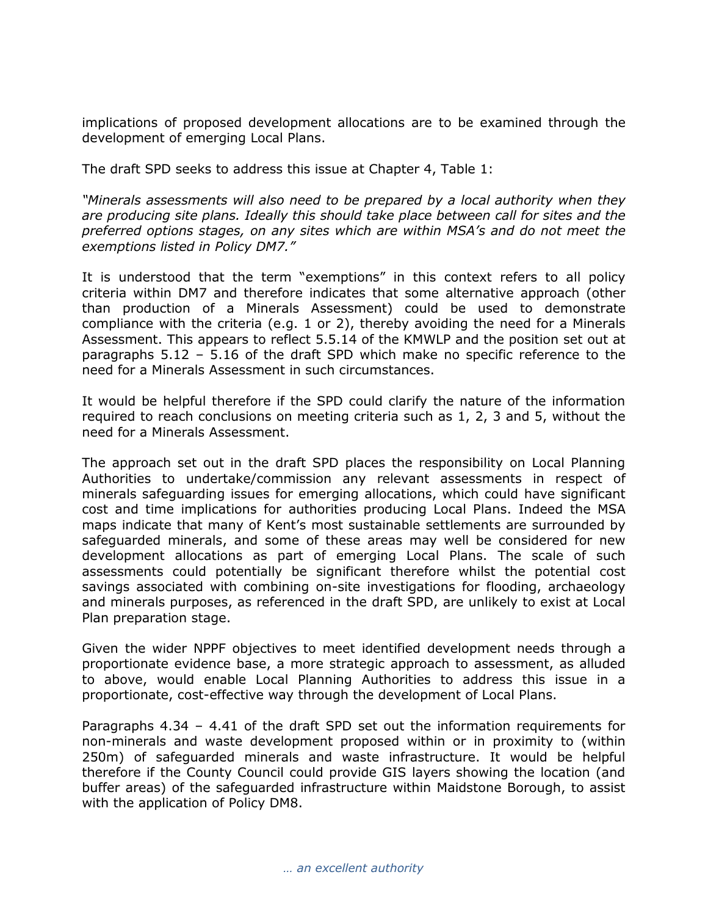implications of proposed development allocations are to be examined through the development of emerging Local Plans.

The draft SPD seeks to address this issue at Chapter 4, Table 1:

*"Minerals assessments will also need to be prepared by a local authority when they are producing site plans. Ideally this should take place between call for sites and the preferred options stages, on any sites which are within MSA's and do not meet the exemptions listed in Policy DM7."*

It is understood that the term "exemptions" in this context refers to all policy criteria within DM7 and therefore indicates that some alternative approach (other than production of a Minerals Assessment) could be used to demonstrate compliance with the criteria (e.g. 1 or 2), thereby avoiding the need for a Minerals Assessment. This appears to reflect 5.5.14 of the KMWLP and the position set out at paragraphs 5.12 – 5.16 of the draft SPD which make no specific reference to the need for a Minerals Assessment in such circumstances.

It would be helpful therefore if the SPD could clarify the nature of the information required to reach conclusions on meeting criteria such as 1, 2, 3 and 5, without the need for a Minerals Assessment.

The approach set out in the draft SPD places the responsibility on Local Planning Authorities to undertake/commission any relevant assessments in respect of minerals safeguarding issues for emerging allocations, which could have significant cost and time implications for authorities producing Local Plans. Indeed the MSA maps indicate that many of Kent's most sustainable settlements are surrounded by safeguarded minerals, and some of these areas may well be considered for new development allocations as part of emerging Local Plans. The scale of such assessments could potentially be significant therefore whilst the potential cost savings associated with combining on-site investigations for flooding, archaeology and minerals purposes, as referenced in the draft SPD, are unlikely to exist at Local Plan preparation stage.

Given the wider NPPF objectives to meet identified development needs through a proportionate evidence base, a more strategic approach to assessment, as alluded to above, would enable Local Planning Authorities to address this issue in a proportionate, cost-effective way through the development of Local Plans.

Paragraphs 4.34 – 4.41 of the draft SPD set out the information requirements for non-minerals and waste development proposed within or in proximity to (within 250m) of safeguarded minerals and waste infrastructure. It would be helpful therefore if the County Council could provide GIS layers showing the location (and buffer areas) of the safeguarded infrastructure within Maidstone Borough, to assist with the application of Policy DM8.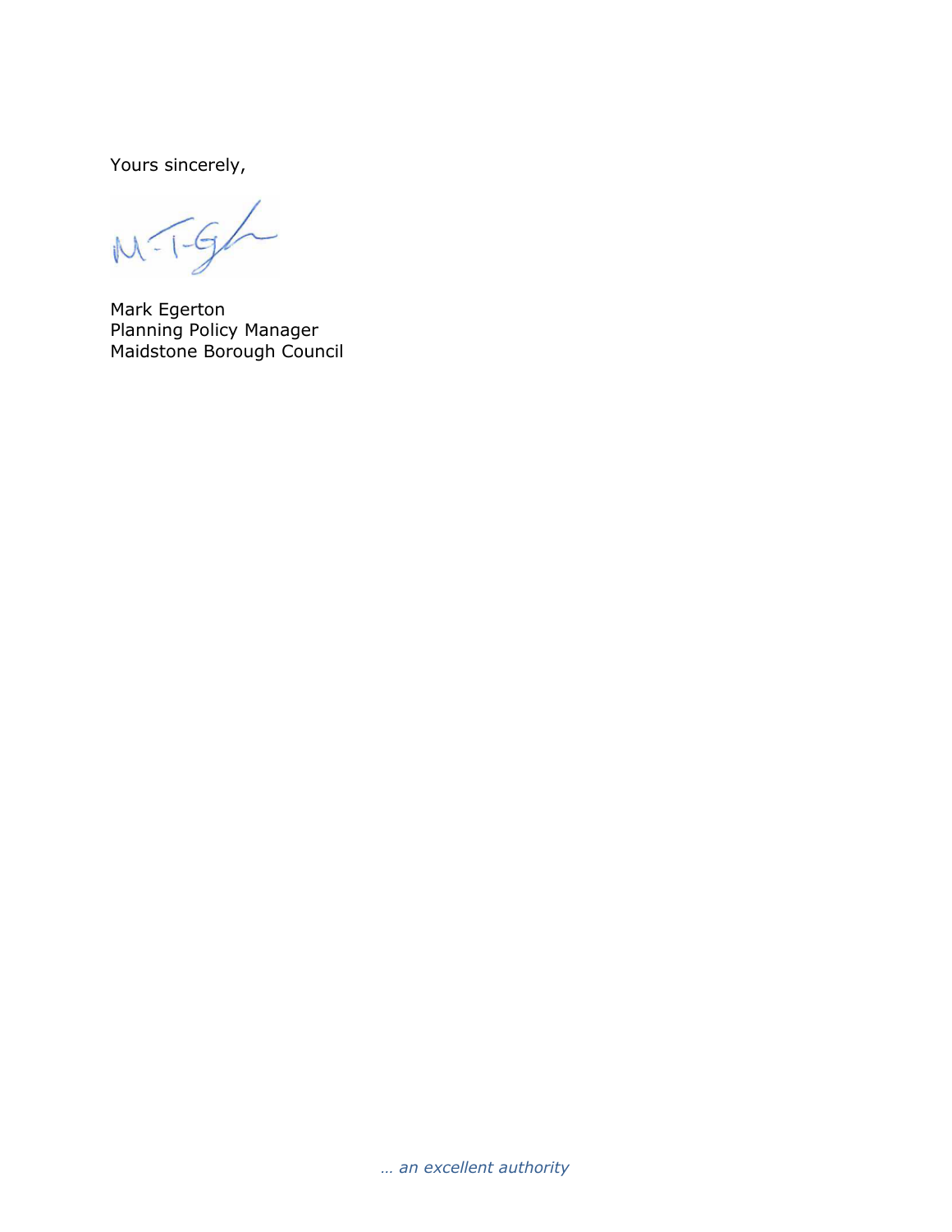Yours sincerely,

Mark Egerton
Planning Policy Manager
Maidstone Borough Council